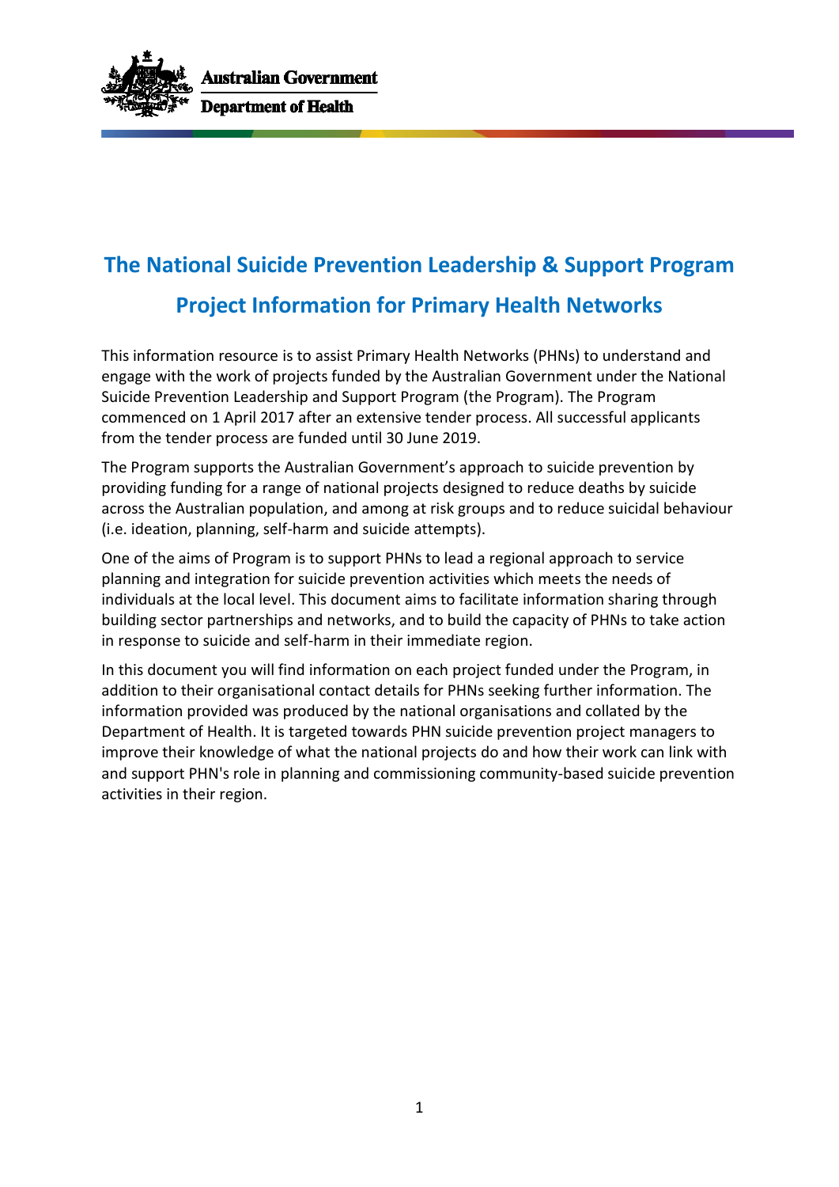Australian Government

Department of Health

# The National Suicide Prevention Leadership & Support Program

# Project Information for Primary Health Networks

This information resource is to assist Primary Health Networks (PHNs) to understand and engage with the work of projects funded by the Australian Government under the National Suicide Prevention Leadership and Support Program (the Program). The Program commenced on 1 April 2017 after an extensive tender process. All successful applicants from the tender process are funded until 30 June 2019.

The Program supports the Australian Government's approach to suicide prevention by providing funding for a range of national projects designed to reduce deaths by suicide across the Australian population, and among at risk groups and to reduce suicidal behaviour (i.e. ideation, planning, self-harm and suicide attempts).

One of the aims of Program is to support PHNs to lead a regional approach to service planning and integration for suicide prevention activities which meets the needs of individuals at the local level. This document aims to facilitate information sharing through building sector partnerships and networks, and to build the capacity of PHNs to take action in response to suicide and self-harm in their immediate region.

In this document you will find information on each project funded under the Program, in addition to their organisational contact details for PHNs seeking further information. The information provided was produced by the national organisations and collated by the Department of Health. It is targeted towards PHN suicide prevention project managers to improve their knowledge of what the national projects do and how their work can link with and support PHN's role in planning and commissioning community-based suicide prevention activities in their region.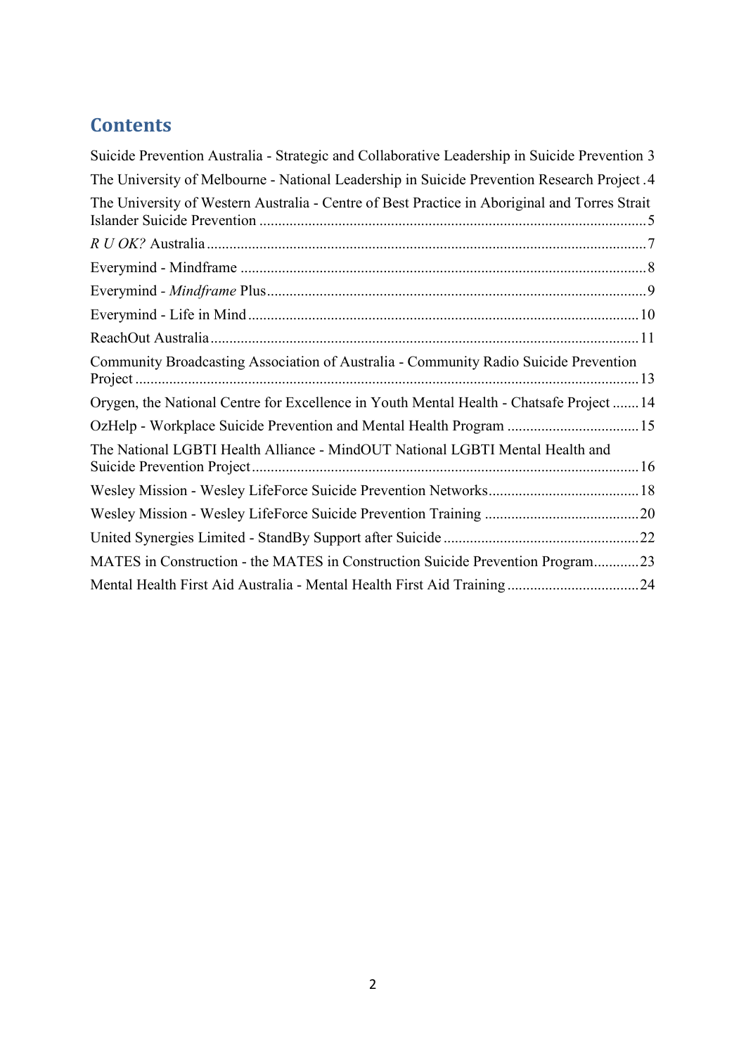## Contents

Suicide Prevention Australia - Strategic and Collaborative Leadership in Suicide Prevention 3

The University of Melbourne - National Leadership in Suicide Prevention Research Project . 4

The University of Western Australia - Centre of Best Practice in Aboriginal and Torres Strait Islander Suicide Prevention ..... 5

*R U OK?* Australia ..... 7

Everymind - Mindframe ..... 8

Everymind - *Mindframe* Plus ..... 9

Everymind - Life in Mind ..... 10

ReachOut Australia ..... 11

Community Broadcasting Association of Australia - Community Radio Suicide Prevention Project ..... 13

Orygen, the National Centre for Excellence in Youth Mental Health - Chatsafe Project ..... 14

OzHelp - Workplace Suicide Prevention and Mental Health Program ..... 15

The National LGBTI Health Alliance - MindOUT National LGBTI Mental Health and Suicide Prevention Project ..... 16

Wesley Mission - Wesley LifeForce Suicide Prevention Networks ..... 18

Wesley Mission - Wesley LifeForce Suicide Prevention Training ..... 20

United Synergies Limited - StandBy Support after Suicide ..... 22

MATES in Construction - the MATES in Construction Suicide Prevention Program ..... 23

Mental Health First Aid Australia - Mental Health First Aid Training ..... 24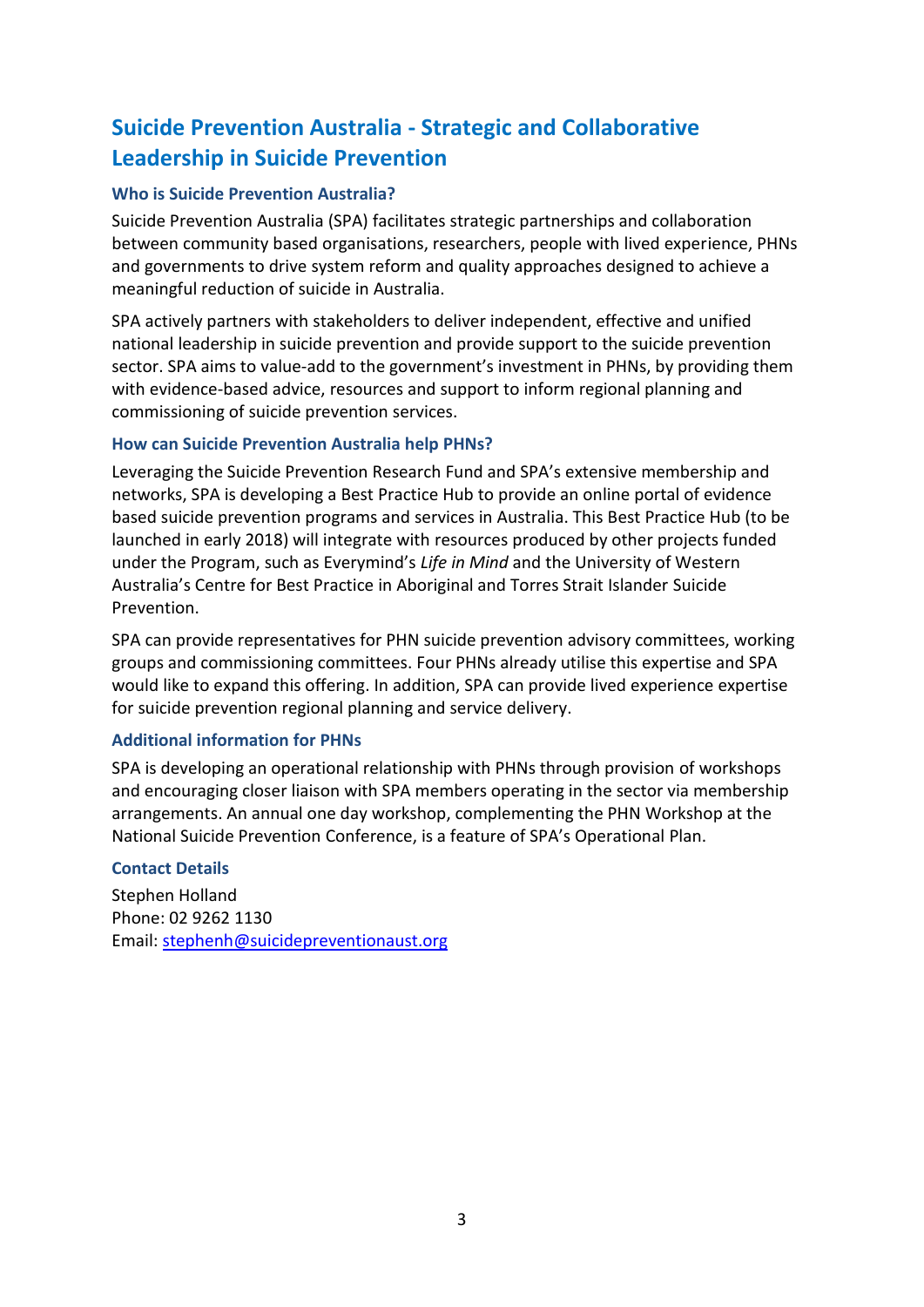## Suicide Prevention Australia - Strategic and Collaborative Leadership in Suicide Prevention

### Who is Suicide Prevention Australia?

Suicide Prevention Australia (SPA) facilitates strategic partnerships and collaboration between community based organisations, researchers, people with lived experience, PHNs and governments to drive system reform and quality approaches designed to achieve a meaningful reduction of suicide in Australia.

SPA actively partners with stakeholders to deliver independent, effective and unified national leadership in suicide prevention and provide support to the suicide prevention sector. SPA aims to value-add to the government's investment in PHNs, by providing them with evidence-based advice, resources and support to inform regional planning and commissioning of suicide prevention services.

### How can Suicide Prevention Australia help PHNs?

Leveraging the Suicide Prevention Research Fund and SPA's extensive membership and networks, SPA is developing a Best Practice Hub to provide an online portal of evidence based suicide prevention programs and services in Australia. This Best Practice Hub (to be launched in early 2018) will integrate with resources produced by other projects funded under the Program, such as Everymind's *Life in Mind* and the University of Western Australia's Centre for Best Practice in Aboriginal and Torres Strait Islander Suicide Prevention.

SPA can provide representatives for PHN suicide prevention advisory committees, working groups and commissioning committees. Four PHNs already utilise this expertise and SPA would like to expand this offering. In addition, SPA can provide lived experience expertise for suicide prevention regional planning and service delivery.

### Additional information for PHNs

SPA is developing an operational relationship with PHNs through provision of workshops and encouraging closer liaison with SPA members operating in the sector via membership arrangements. An annual one day workshop, complementing the PHN Workshop at the National Suicide Prevention Conference, is a feature of SPA's Operational Plan.

### Contact Details

Stephen Holland
Phone: 02 9262 1130
Email: stephenh@suicidepreventionaust.org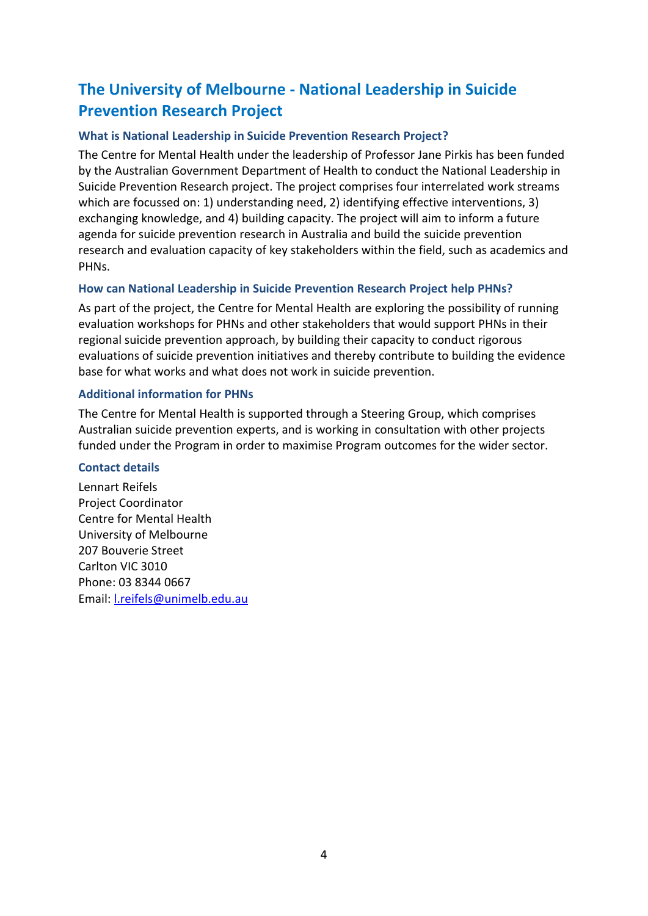## The University of Melbourne - National Leadership in Suicide Prevention Research Project

### What is National Leadership in Suicide Prevention Research Project?

The Centre for Mental Health under the leadership of Professor Jane Pirkis has been funded by the Australian Government Department of Health to conduct the National Leadership in Suicide Prevention Research project. The project comprises four interrelated work streams which are focussed on: 1) understanding need, 2) identifying effective interventions, 3) exchanging knowledge, and 4) building capacity. The project will aim to inform a future agenda for suicide prevention research in Australia and build the suicide prevention research and evaluation capacity of key stakeholders within the field, such as academics and PHNs.

### How can National Leadership in Suicide Prevention Research Project help PHNs?

As part of the project, the Centre for Mental Health are exploring the possibility of running evaluation workshops for PHNs and other stakeholders that would support PHNs in their regional suicide prevention approach, by building their capacity to conduct rigorous evaluations of suicide prevention initiatives and thereby contribute to building the evidence base for what works and what does not work in suicide prevention.

### Additional information for PHNs

The Centre for Mental Health is supported through a Steering Group, which comprises Australian suicide prevention experts, and is working in consultation with other projects funded under the Program in order to maximise Program outcomes for the wider sector.

### Contact details

Lennart Reifels
Project Coordinator
Centre for Mental Health
University of Melbourne
207 Bouverie Street
Carlton VIC 3010
Phone: 03 8344 0667
Email: l.reifels@unimelb.edu.au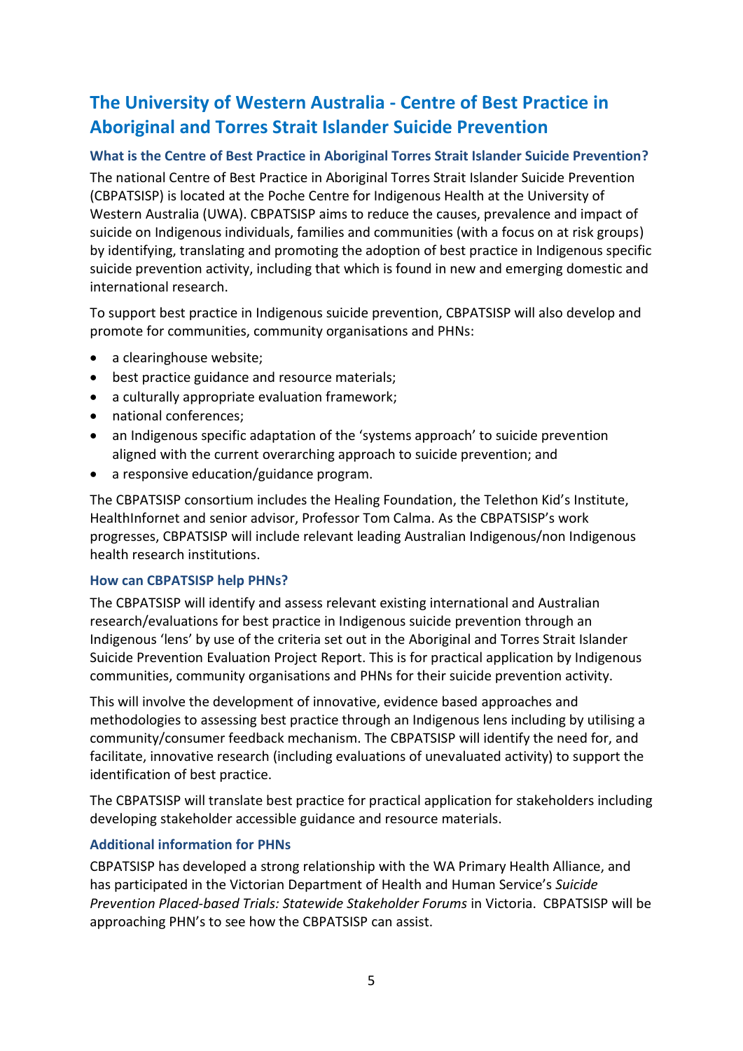## The University of Western Australia - Centre of Best Practice in Aboriginal and Torres Strait Islander Suicide Prevention

### What is the Centre of Best Practice in Aboriginal Torres Strait Islander Suicide Prevention?

The national Centre of Best Practice in Aboriginal Torres Strait Islander Suicide Prevention (CBPATSISP) is located at the Poche Centre for Indigenous Health at the University of Western Australia (UWA). CBPATSISP aims to reduce the causes, prevalence and impact of suicide on Indigenous individuals, families and communities (with a focus on at risk groups) by identifying, translating and promoting the adoption of best practice in Indigenous specific suicide prevention activity, including that which is found in new and emerging domestic and international research.

To support best practice in Indigenous suicide prevention, CBPATSISP will also develop and promote for communities, community organisations and PHNs:

- a clearinghouse website;
- best practice guidance and resource materials;
- a culturally appropriate evaluation framework;
- national conferences;
- an Indigenous specific adaptation of the 'systems approach' to suicide prevention aligned with the current overarching approach to suicide prevention; and
- a responsive education/guidance program.

The CBPATSISP consortium includes the Healing Foundation, the Telethon Kid's Institute, HealthInfornet and senior advisor, Professor Tom Calma. As the CBPATSISP's work progresses, CBPATSISP will include relevant leading Australian Indigenous/non Indigenous health research institutions.

### How can CBPATSISP help PHNs?

The CBPATSISP will identify and assess relevant existing international and Australian research/evaluations for best practice in Indigenous suicide prevention through an Indigenous 'lens' by use of the criteria set out in the Aboriginal and Torres Strait Islander Suicide Prevention Evaluation Project Report. This is for practical application by Indigenous communities, community organisations and PHNs for their suicide prevention activity.

This will involve the development of innovative, evidence based approaches and methodologies to assessing best practice through an Indigenous lens including by utilising a community/consumer feedback mechanism. The CBPATSISP will identify the need for, and facilitate, innovative research (including evaluations of unevaluated activity) to support the identification of best practice.

The CBPATSISP will translate best practice for practical application for stakeholders including developing stakeholder accessible guidance and resource materials.

### Additional information for PHNs

CBPATSISP has developed a strong relationship with the WA Primary Health Alliance, and has participated in the Victorian Department of Health and Human Service's *Suicide Prevention Placed-based Trials: Statewide Stakeholder Forums* in Victoria. CBPATSISP will be approaching PHN's to see how the CBPATSISP can assist.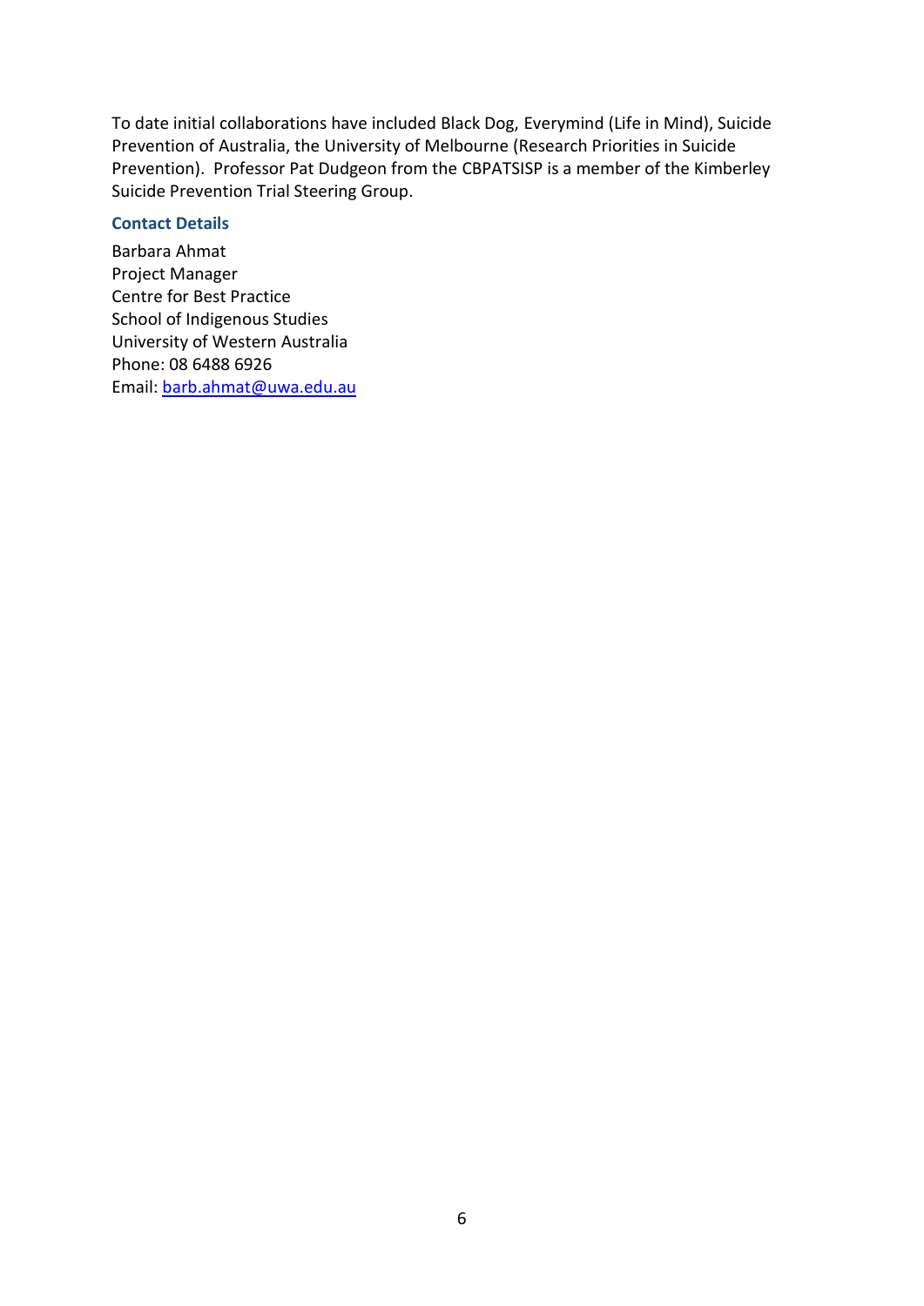To date initial collaborations have included Black Dog, Everymind (Life in Mind), Suicide Prevention of Australia, the University of Melbourne (Research Priorities in Suicide Prevention). Professor Pat Dudgeon from the CBPATSISP is a member of the Kimberley Suicide Prevention Trial Steering Group.

### Contact Details

Barbara Ahmat
Project Manager
Centre for Best Practice
School of Indigenous Studies
University of Western Australia
Phone: 08 6488 6926
Email: barb.ahmat@uwa.edu.au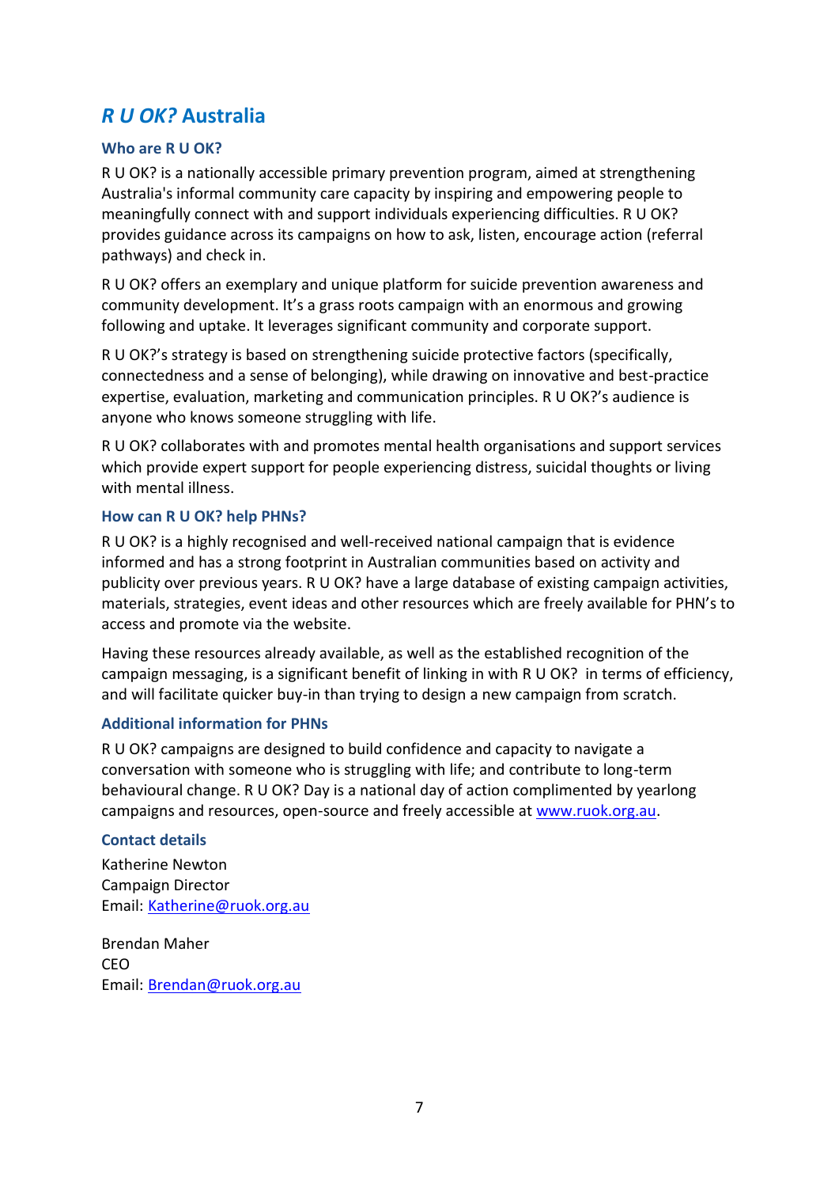## *R U OK?* Australia

### Who are R U OK?

R U OK? is a nationally accessible primary prevention program, aimed at strengthening Australia's informal community care capacity by inspiring and empowering people to meaningfully connect with and support individuals experiencing difficulties. R U OK? provides guidance across its campaigns on how to ask, listen, encourage action (referral pathways) and check in.

R U OK? offers an exemplary and unique platform for suicide prevention awareness and community development. It's a grass roots campaign with an enormous and growing following and uptake. It leverages significant community and corporate support.

R U OK?'s strategy is based on strengthening suicide protective factors (specifically, connectedness and a sense of belonging), while drawing on innovative and best-practice expertise, evaluation, marketing and communication principles. R U OK?'s audience is anyone who knows someone struggling with life.

R U OK? collaborates with and promotes mental health organisations and support services which provide expert support for people experiencing distress, suicidal thoughts or living with mental illness.

### How can R U OK? help PHNs?

R U OK? is a highly recognised and well-received national campaign that is evidence informed and has a strong footprint in Australian communities based on activity and publicity over previous years. R U OK? have a large database of existing campaign activities, materials, strategies, event ideas and other resources which are freely available for PHN's to access and promote via the website.

Having these resources already available, as well as the established recognition of the campaign messaging, is a significant benefit of linking in with R U OK? in terms of efficiency, and will facilitate quicker buy-in than trying to design a new campaign from scratch.

### Additional information for PHNs

R U OK? campaigns are designed to build confidence and capacity to navigate a conversation with someone who is struggling with life; and contribute to long-term behavioural change. R U OK? Day is a national day of action complimented by yearlong campaigns and resources, open-source and freely accessible at [www.ruok.org.au](http://www.ruok.org.au).

### Contact details

Katherine Newton
Campaign Director
Email: [Katherine@ruok.org.au](mailto:Katherine@ruok.org.au)

Brendan Maher
CEO
Email: [Brendan@ruok.org.au](mailto:Brendan@ruok.org.au)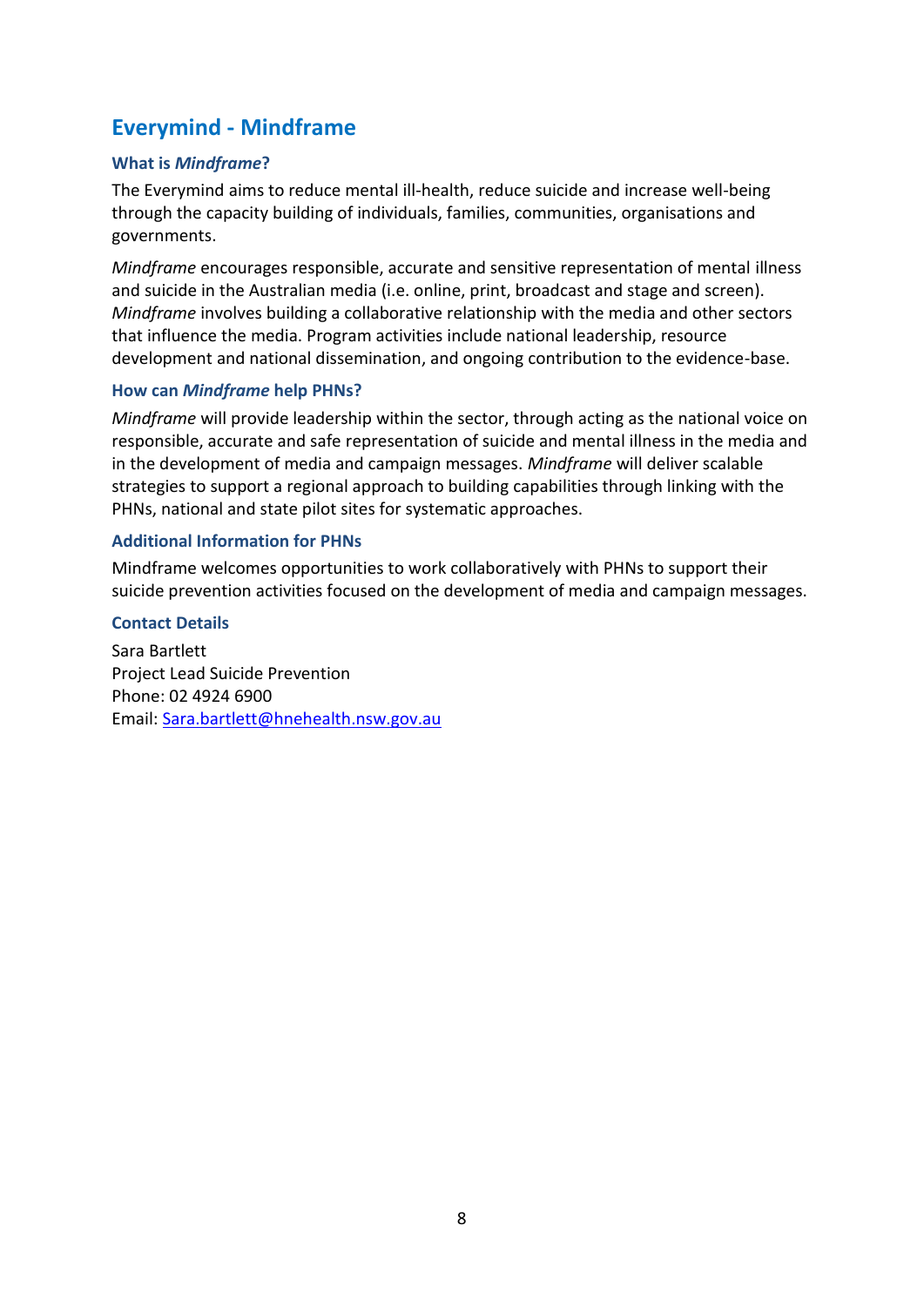## Everymind - Mindframe

### What is *Mindframe*?

The Everymind aims to reduce mental ill-health, reduce suicide and increase well-being through the capacity building of individuals, families, communities, organisations and governments.

*Mindframe* encourages responsible, accurate and sensitive representation of mental illness and suicide in the Australian media (i.e. online, print, broadcast and stage and screen). *Mindframe* involves building a collaborative relationship with the media and other sectors that influence the media. Program activities include national leadership, resource development and national dissemination, and ongoing contribution to the evidence-base.

### How can *Mindframe* help PHNs?

*Mindframe* will provide leadership within the sector, through acting as the national voice on responsible, accurate and safe representation of suicide and mental illness in the media and in the development of media and campaign messages. *Mindframe* will deliver scalable strategies to support a regional approach to building capabilities through linking with the PHNs, national and state pilot sites for systematic approaches.

### Additional Information for PHNs

Mindframe welcomes opportunities to work collaboratively with PHNs to support their suicide prevention activities focused on the development of media and campaign messages.

### Contact Details

Sara Bartlett  
Project Lead Suicide Prevention  
Phone: 02 4924 6900  
Email: [Sara.bartlett@hnehealth.nsw.gov.au](mailto:Sara.bartlett@hnehealth.nsw.gov.au)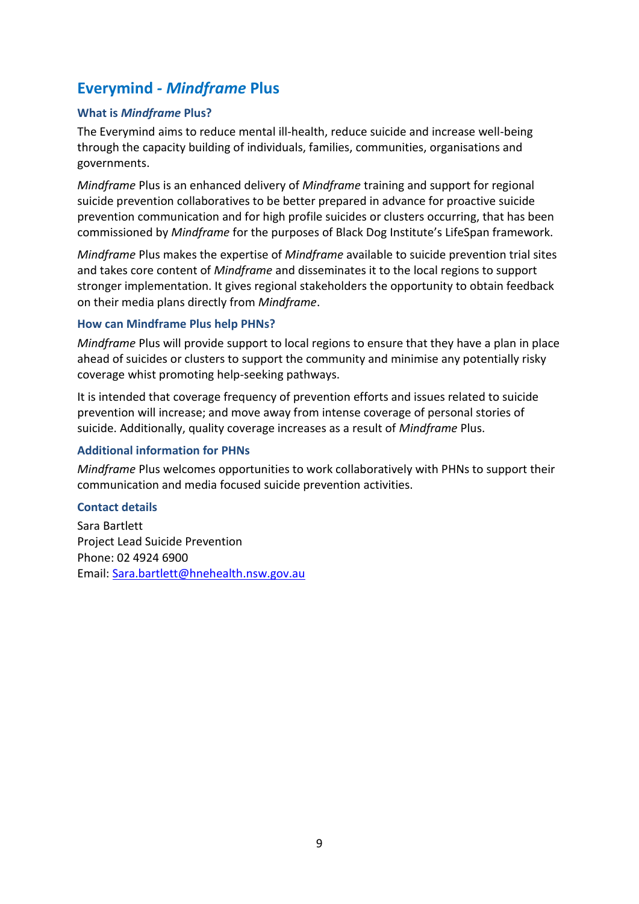## Everymind - *Mindframe* Plus

### What is *Mindframe* Plus?

The Everymind aims to reduce mental ill-health, reduce suicide and increase well-being through the capacity building of individuals, families, communities, organisations and governments.

*Mindframe* Plus is an enhanced delivery of *Mindframe* training and support for regional suicide prevention collaboratives to be better prepared in advance for proactive suicide prevention communication and for high profile suicides or clusters occurring, that has been commissioned by *Mindframe* for the purposes of Black Dog Institute's LifeSpan framework.

*Mindframe* Plus makes the expertise of *Mindframe* available to suicide prevention trial sites and takes core content of *Mindframe* and disseminates it to the local regions to support stronger implementation. It gives regional stakeholders the opportunity to obtain feedback on their media plans directly from *Mindframe*.

### How can Mindframe Plus help PHNs?

*Mindframe* Plus will provide support to local regions to ensure that they have a plan in place ahead of suicides or clusters to support the community and minimise any potentially risky coverage whist promoting help-seeking pathways.

It is intended that coverage frequency of prevention efforts and issues related to suicide prevention will increase; and move away from intense coverage of personal stories of suicide. Additionally, quality coverage increases as a result of *Mindframe* Plus.

### Additional information for PHNs

*Mindframe* Plus welcomes opportunities to work collaboratively with PHNs to support their communication and media focused suicide prevention activities.

### Contact details

Sara Bartlett  
Project Lead Suicide Prevention  
Phone: 02 4924 6900  
Email: Sara.bartlett@hnehealth.nsw.gov.au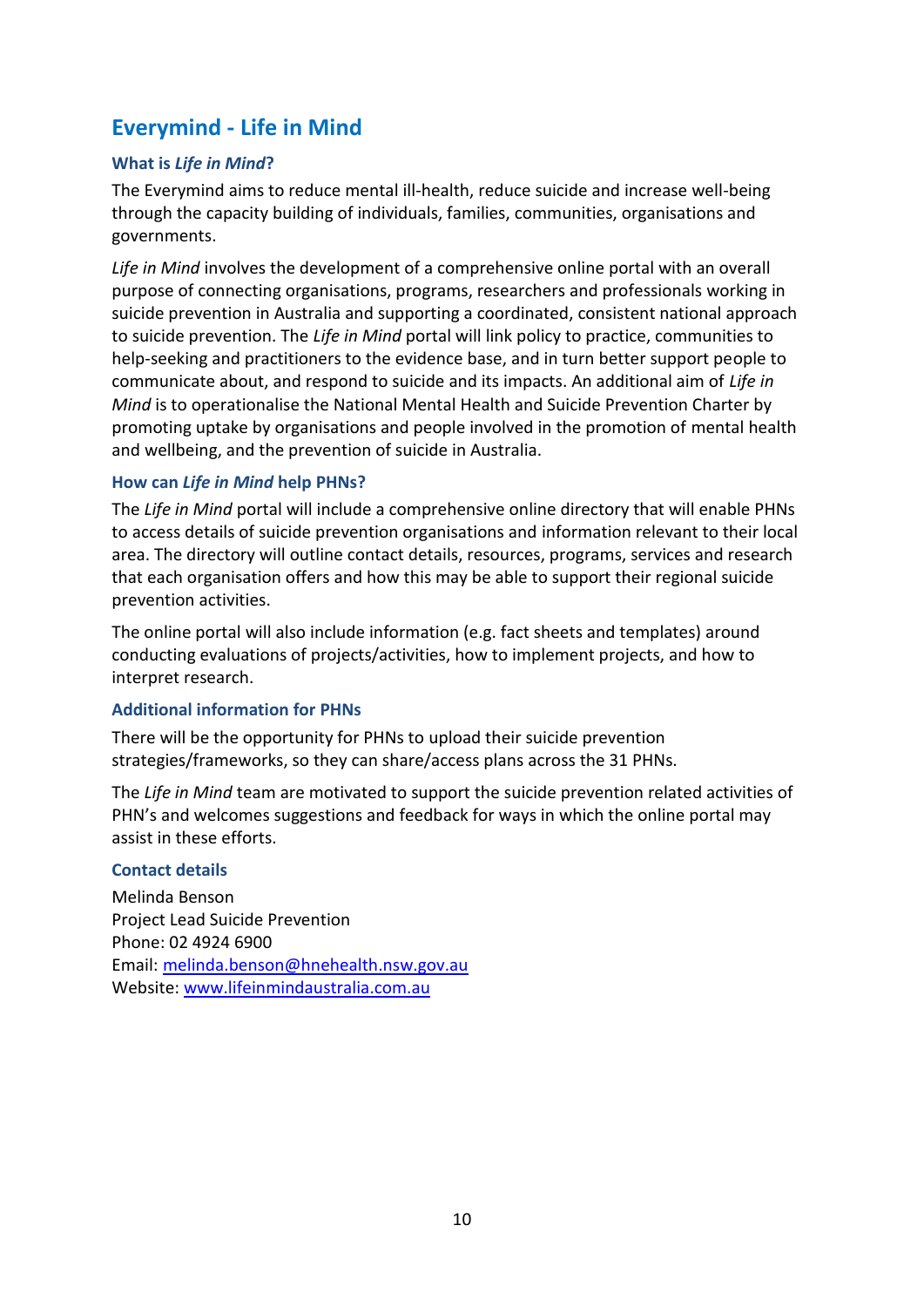## Everymind - Life in Mind

### What is *Life in Mind*?

The Everymind aims to reduce mental ill-health, reduce suicide and increase well-being through the capacity building of individuals, families, communities, organisations and governments.

*Life in Mind* involves the development of a comprehensive online portal with an overall purpose of connecting organisations, programs, researchers and professionals working in suicide prevention in Australia and supporting a coordinated, consistent national approach to suicide prevention. The *Life in Mind* portal will link policy to practice, communities to help-seeking and practitioners to the evidence base, and in turn better support people to communicate about, and respond to suicide and its impacts. An additional aim of *Life in Mind* is to operationalise the National Mental Health and Suicide Prevention Charter by promoting uptake by organisations and people involved in the promotion of mental health and wellbeing, and the prevention of suicide in Australia.

### How can *Life in Mind* help PHNs?

The *Life in Mind* portal will include a comprehensive online directory that will enable PHNs to access details of suicide prevention organisations and information relevant to their local area. The directory will outline contact details, resources, programs, services and research that each organisation offers and how this may be able to support their regional suicide prevention activities.

The online portal will also include information (e.g. fact sheets and templates) around conducting evaluations of projects/activities, how to implement projects, and how to interpret research.

### Additional information for PHNs

There will be the opportunity for PHNs to upload their suicide prevention strategies/frameworks, so they can share/access plans across the 31 PHNs.

The *Life in Mind* team are motivated to support the suicide prevention related activities of PHN's and welcomes suggestions and feedback for ways in which the online portal may assist in these efforts.

### Contact details

Melinda Benson  
Project Lead Suicide Prevention  
Phone: 02 4924 6900  
Email: melinda.benson@hnehealth.nsw.gov.au  
Website: www.lifeinmindaustralia.com.au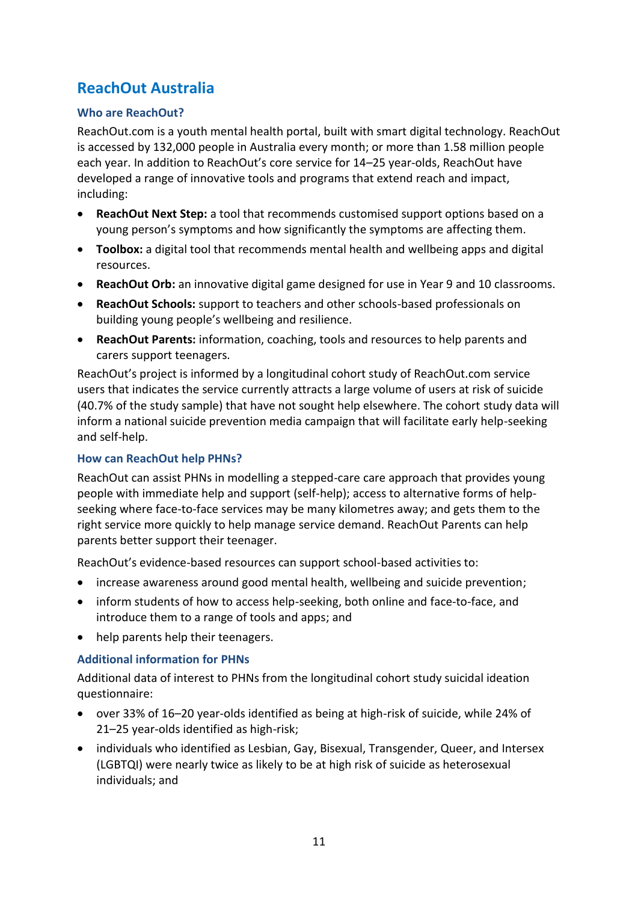## ReachOut Australia

### Who are ReachOut?

ReachOut.com is a youth mental health portal, built with smart digital technology. ReachOut is accessed by 132,000 people in Australia every month; or more than 1.58 million people each year. In addition to ReachOut's core service for 14–25 year-olds, ReachOut have developed a range of innovative tools and programs that extend reach and impact, including:

- **ReachOut Next Step:** a tool that recommends customised support options based on a young person's symptoms and how significantly the symptoms are affecting them.
- **Toolbox:** a digital tool that recommends mental health and wellbeing apps and digital resources.
- **ReachOut Orb:** an innovative digital game designed for use in Year 9 and 10 classrooms.
- **ReachOut Schools:** support to teachers and other schools-based professionals on building young people's wellbeing and resilience.
- **ReachOut Parents:** information, coaching, tools and resources to help parents and carers support teenagers.

ReachOut's project is informed by a longitudinal cohort study of ReachOut.com service users that indicates the service currently attracts a large volume of users at risk of suicide (40.7% of the study sample) that have not sought help elsewhere. The cohort study data will inform a national suicide prevention media campaign that will facilitate early help-seeking and self-help.

### How can ReachOut help PHNs?

ReachOut can assist PHNs in modelling a stepped-care care approach that provides young people with immediate help and support (self-help); access to alternative forms of help-seeking where face-to-face services may be many kilometres away; and gets them to the right service more quickly to help manage service demand. ReachOut Parents can help parents better support their teenager.

ReachOut's evidence-based resources can support school-based activities to:

- increase awareness around good mental health, wellbeing and suicide prevention;
- inform students of how to access help-seeking, both online and face-to-face, and introduce them to a range of tools and apps; and
- help parents help their teenagers.

### Additional information for PHNs

Additional data of interest to PHNs from the longitudinal cohort study suicidal ideation questionnaire:

- over 33% of 16–20 year-olds identified as being at high-risk of suicide, while 24% of 21–25 year-olds identified as high-risk;
- individuals who identified as Lesbian, Gay, Bisexual, Transgender, Queer, and Intersex (LGBTQI) were nearly twice as likely to be at high risk of suicide as heterosexual individuals; and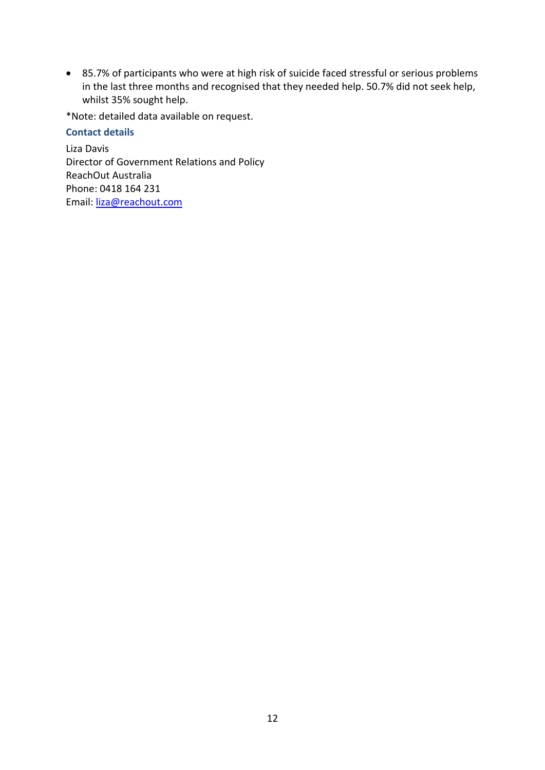- 85.7% of participants who were at high risk of suicide faced stressful or serious problems in the last three months and recognised that they needed help. 50.7% did not seek help, whilst 35% sought help.

*Note: detailed data available on request.

### Contact details

Liza Davis
Director of Government Relations and Policy
ReachOut Australia
Phone: 0418 164 231
Email: liza@reachout.com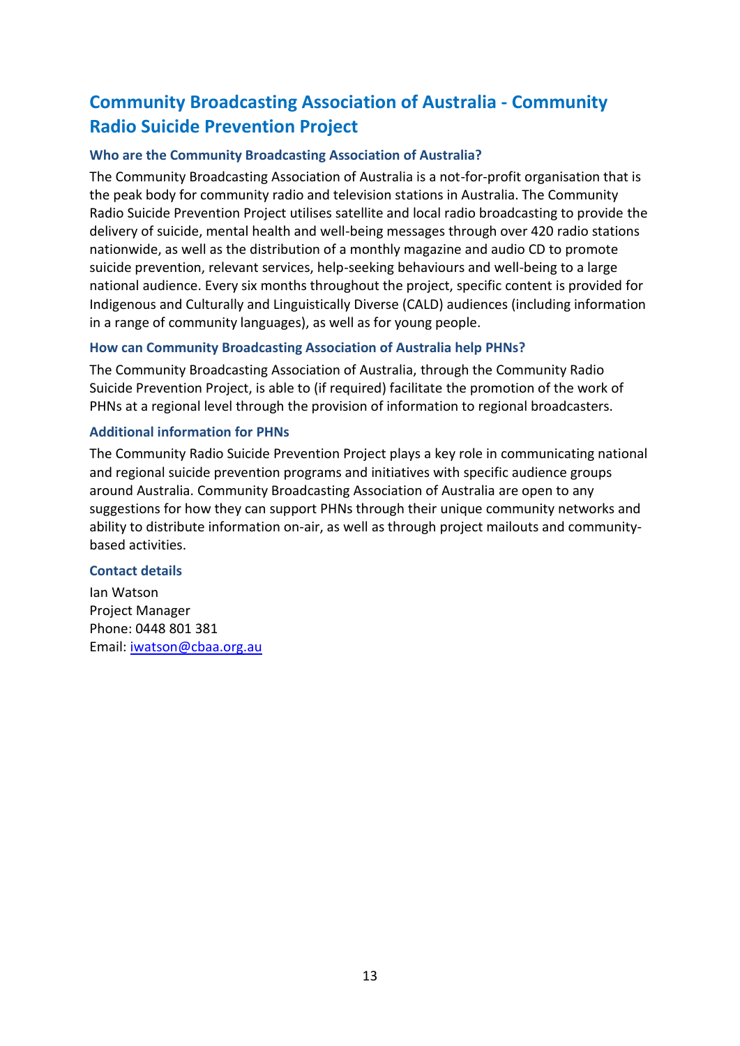## Community Broadcasting Association of Australia - Community Radio Suicide Prevention Project

### Who are the Community Broadcasting Association of Australia?

The Community Broadcasting Association of Australia is a not-for-profit organisation that is the peak body for community radio and television stations in Australia. The Community Radio Suicide Prevention Project utilises satellite and local radio broadcasting to provide the delivery of suicide, mental health and well-being messages through over 420 radio stations nationwide, as well as the distribution of a monthly magazine and audio CD to promote suicide prevention, relevant services, help-seeking behaviours and well-being to a large national audience. Every six months throughout the project, specific content is provided for Indigenous and Culturally and Linguistically Diverse (CALD) audiences (including information in a range of community languages), as well as for young people.

### How can Community Broadcasting Association of Australia help PHNs?

The Community Broadcasting Association of Australia, through the Community Radio Suicide Prevention Project, is able to (if required) facilitate the promotion of the work of PHNs at a regional level through the provision of information to regional broadcasters.

### Additional information for PHNs

The Community Radio Suicide Prevention Project plays a key role in communicating national and regional suicide prevention programs and initiatives with specific audience groups around Australia. Community Broadcasting Association of Australia are open to any suggestions for how they can support PHNs through their unique community networks and ability to distribute information on-air, as well as through project mailouts and community-based activities.

### Contact details

Ian Watson
Project Manager
Phone: 0448 801 381
Email: iwatson@cbaa.org.au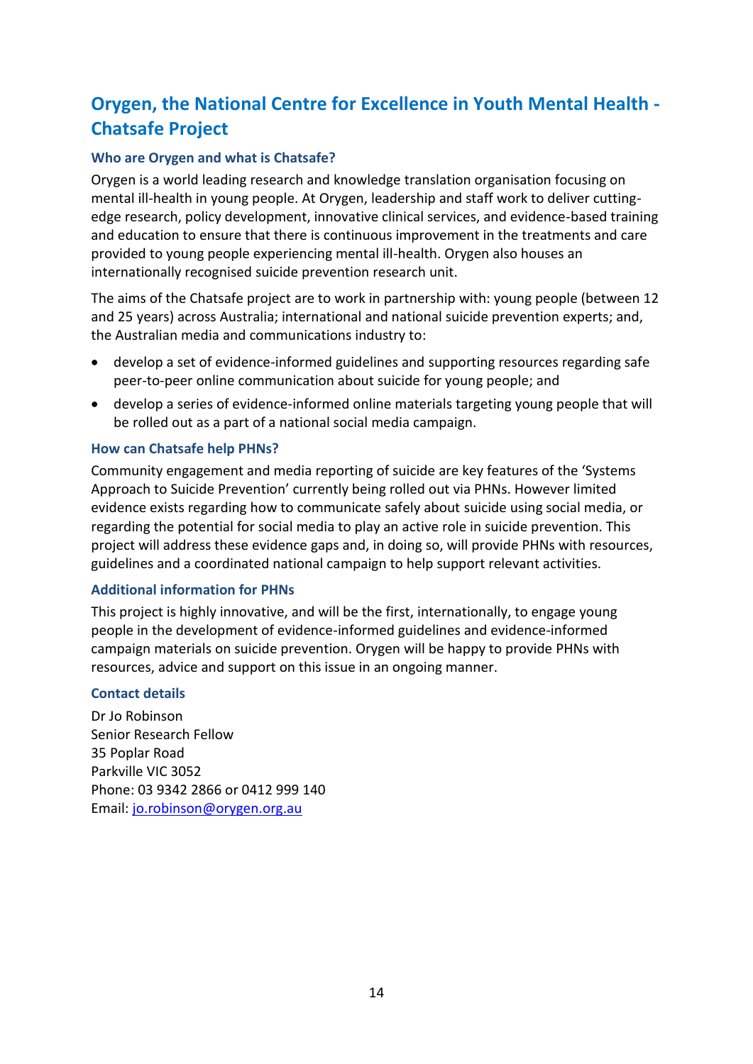## Orygen, the National Centre for Excellence in Youth Mental Health - Chatsafe Project

### Who are Orygen and what is Chatsafe?

Orygen is a world leading research and knowledge translation organisation focusing on mental ill-health in young people. At Orygen, leadership and staff work to deliver cutting-edge research, policy development, innovative clinical services, and evidence-based training and education to ensure that there is continuous improvement in the treatments and care provided to young people experiencing mental ill-health. Orygen also houses an internationally recognised suicide prevention research unit.

The aims of the Chatsafe project are to work in partnership with: young people (between 12 and 25 years) across Australia; international and national suicide prevention experts; and, the Australian media and communications industry to:

- develop a set of evidence-informed guidelines and supporting resources regarding safe peer-to-peer online communication about suicide for young people; and
- develop a series of evidence-informed online materials targeting young people that will be rolled out as a part of a national social media campaign.

### How can Chatsafe help PHNs?

Community engagement and media reporting of suicide are key features of the 'Systems Approach to Suicide Prevention' currently being rolled out via PHNs. However limited evidence exists regarding how to communicate safely about suicide using social media, or regarding the potential for social media to play an active role in suicide prevention. This project will address these evidence gaps and, in doing so, will provide PHNs with resources, guidelines and a coordinated national campaign to help support relevant activities.

### Additional information for PHNs

This project is highly innovative, and will be the first, internationally, to engage young people in the development of evidence-informed guidelines and evidence-informed campaign materials on suicide prevention. Orygen will be happy to provide PHNs with resources, advice and support on this issue in an ongoing manner.

### Contact details

Dr Jo Robinson
Senior Research Fellow
35 Poplar Road
Parkville VIC 3052
Phone: 03 9342 2866 or 0412 999 140
Email: jo.robinson@orygen.org.au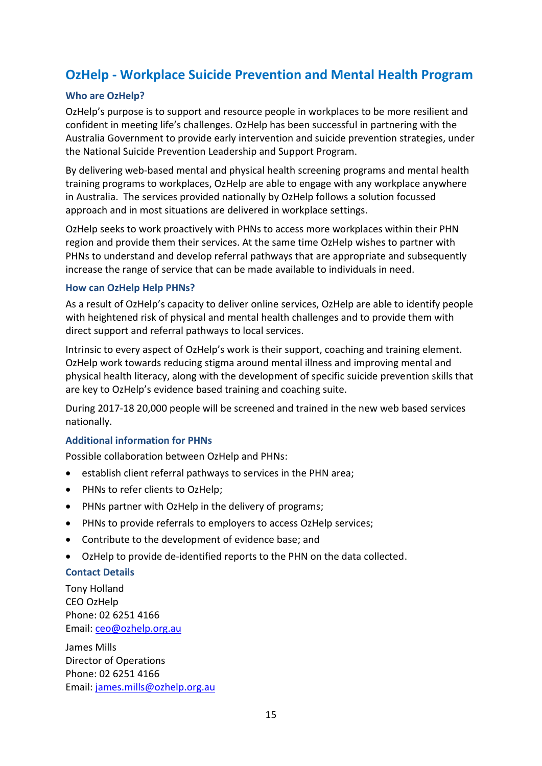## OzHelp - Workplace Suicide Prevention and Mental Health Program

### Who are OzHelp?

OzHelp's purpose is to support and resource people in workplaces to be more resilient and confident in meeting life's challenges. OzHelp has been successful in partnering with the Australia Government to provide early intervention and suicide prevention strategies, under the National Suicide Prevention Leadership and Support Program.

By delivering web-based mental and physical health screening programs and mental health training programs to workplaces, OzHelp are able to engage with any workplace anywhere in Australia. The services provided nationally by OzHelp follows a solution focussed approach and in most situations are delivered in workplace settings.

OzHelp seeks to work proactively with PHNs to access more workplaces within their PHN region and provide them their services. At the same time OzHelp wishes to partner with PHNs to understand and develop referral pathways that are appropriate and subsequently increase the range of service that can be made available to individuals in need.

### How can OzHelp Help PHNs?

As a result of OzHelp's capacity to deliver online services, OzHelp are able to identify people with heightened risk of physical and mental health challenges and to provide them with direct support and referral pathways to local services.

Intrinsic to every aspect of OzHelp's work is their support, coaching and training element. OzHelp work towards reducing stigma around mental illness and improving mental and physical health literacy, along with the development of specific suicide prevention skills that are key to OzHelp's evidence based training and coaching suite.

During 2017-18 20,000 people will be screened and trained in the new web based services nationally.

### Additional information for PHNs

Possible collaboration between OzHelp and PHNs:

- establish client referral pathways to services in the PHN area;
- PHNs to refer clients to OzHelp;
- PHNs partner with OzHelp in the delivery of programs;
- PHNs to provide referrals to employers to access OzHelp services;
- Contribute to the development of evidence base; and
- OzHelp to provide de-identified reports to the PHN on the data collected.

### Contact Details

Tony Holland
CEO OzHelp
Phone: 02 6251 4166
Email: ceo@ozhelp.org.au

James Mills
Director of Operations
Phone: 02 6251 4166
Email: james.mills@ozhelp.org.au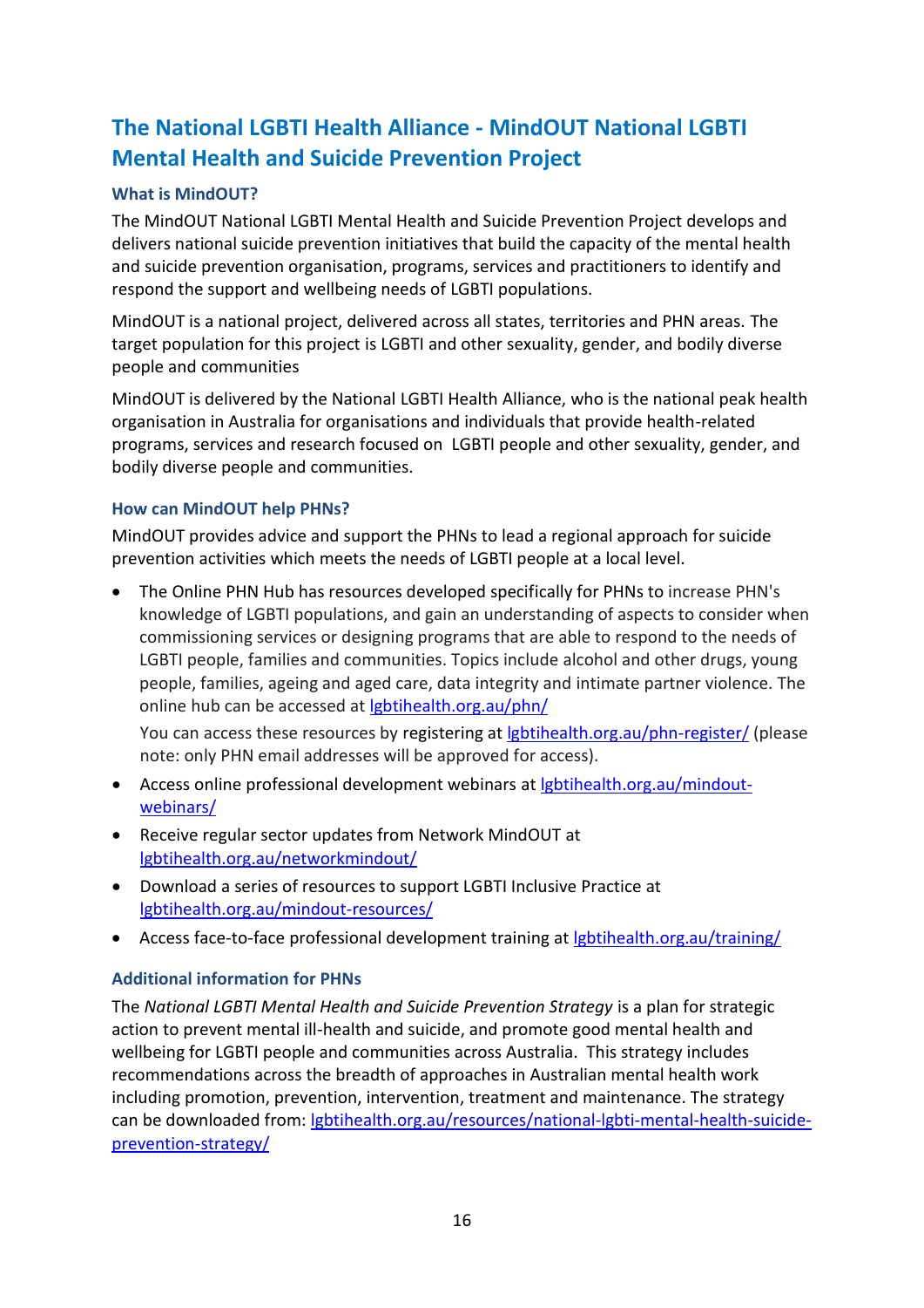## The National LGBTI Health Alliance - MindOUT National LGBTI Mental Health and Suicide Prevention Project

### What is MindOUT?

The MindOUT National LGBTI Mental Health and Suicide Prevention Project develops and delivers national suicide prevention initiatives that build the capacity of the mental health and suicide prevention organisation, programs, services and practitioners to identify and respond the support and wellbeing needs of LGBTI populations.

MindOUT is a national project, delivered across all states, territories and PHN areas. The target population for this project is LGBTI and other sexuality, gender, and bodily diverse people and communities

MindOUT is delivered by the National LGBTI Health Alliance, who is the national peak health organisation in Australia for organisations and individuals that provide health-related programs, services and research focused on LGBTI people and other sexuality, gender, and bodily diverse people and communities.

### How can MindOUT help PHNs?

MindOUT provides advice and support the PHNs to lead a regional approach for suicide prevention activities which meets the needs of LGBTI people at a local level.

- The Online PHN Hub has resources developed specifically for PHNs to increase PHN's knowledge of LGBTI populations, and gain an understanding of aspects to consider when commissioning services or designing programs that are able to respond to the needs of LGBTI people, families and communities. Topics include alcohol and other drugs, young people, families, ageing and aged care, data integrity and intimate partner violence. The online hub can be accessed at lgbtihealth.org.au/phn/

  You can access these resources by registering at lgbtihealth.org.au/phn-register/ (please note: only PHN email addresses will be approved for access).
- Access online professional development webinars at lgbtihealth.org.au/mindout-webinars/
- Receive regular sector updates from Network MindOUT at lgbtihealth.org.au/networkmindout/
- Download a series of resources to support LGBTI Inclusive Practice at lgbtihealth.org.au/mindout-resources/
- Access face-to-face professional development training at lgbtihealth.org.au/training/

### Additional information for PHNs

The *National LGBTI Mental Health and Suicide Prevention Strategy* is a plan for strategic action to prevent mental ill-health and suicide, and promote good mental health and wellbeing for LGBTI people and communities across Australia. This strategy includes recommendations across the breadth of approaches in Australian mental health work including promotion, prevention, intervention, treatment and maintenance. The strategy can be downloaded from: lgbtihealth.org.au/resources/national-lgbti-mental-health-suicide-prevention-strategy/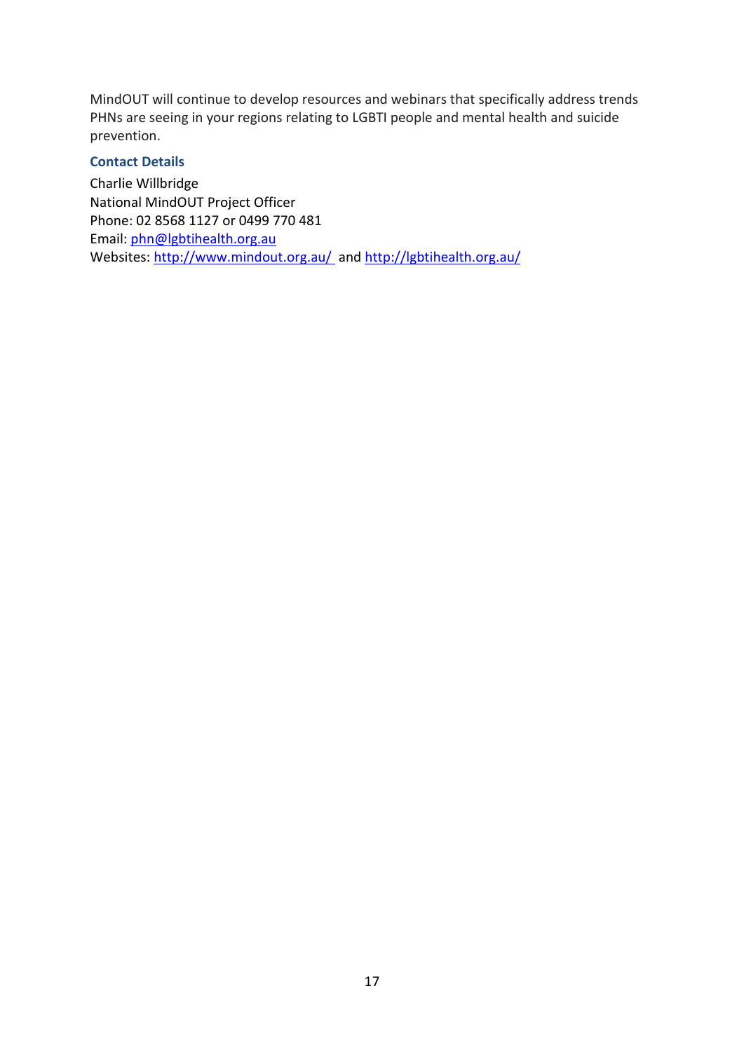MindOUT will continue to develop resources and webinars that specifically address trends PHNs are seeing in your regions relating to LGBTI people and mental health and suicide prevention.

### Contact Details

Charlie Willbridge
National MindOUT Project Officer
Phone: 02 8568 1127 or 0499 770 481
Email: phn@lgbtihealth.org.au
Websites: http://www.mindout.org.au/ and http://lgbtihealth.org.au/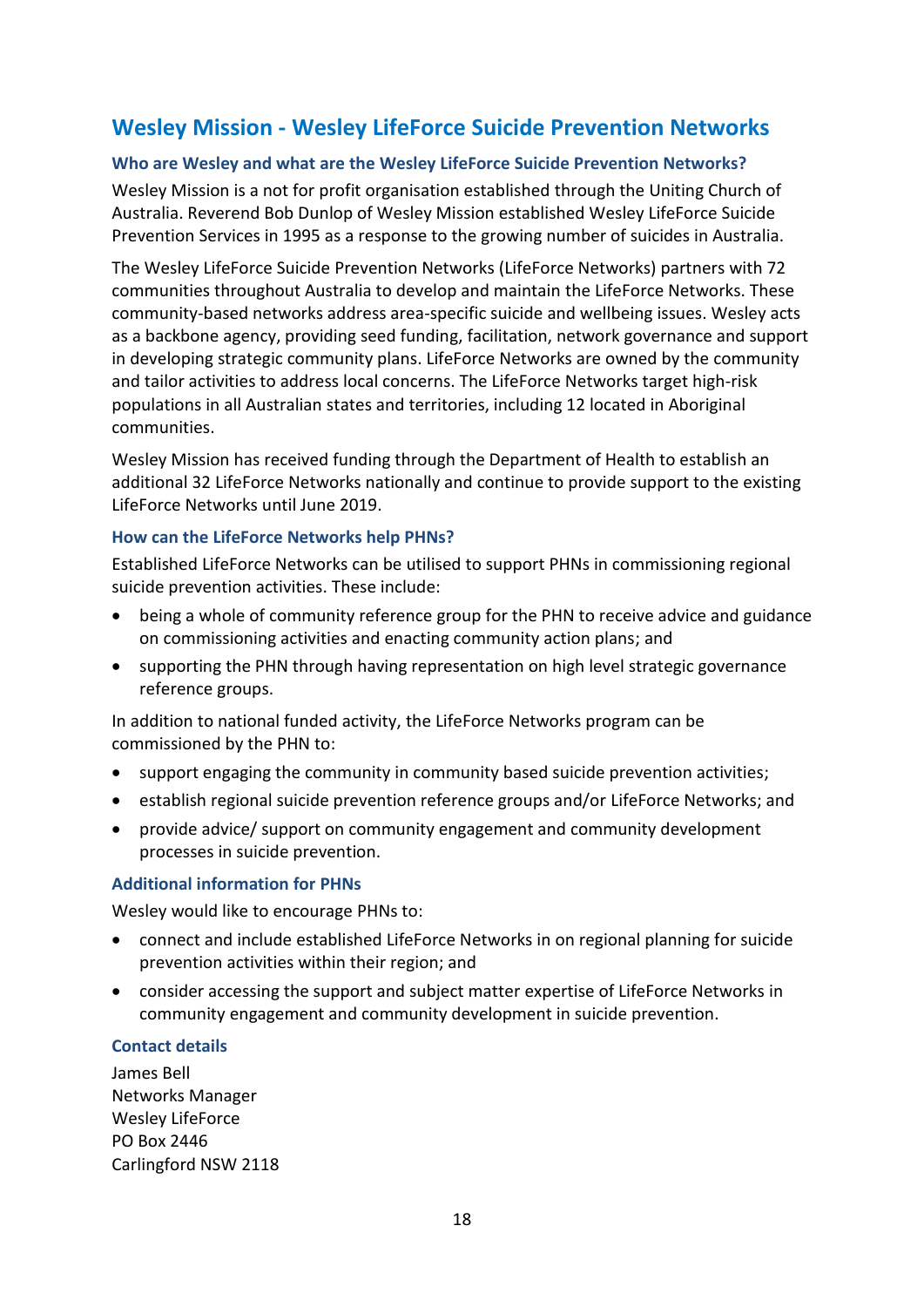## Wesley Mission - Wesley LifeForce Suicide Prevention Networks

### Who are Wesley and what are the Wesley LifeForce Suicide Prevention Networks?

Wesley Mission is a not for profit organisation established through the Uniting Church of Australia. Reverend Bob Dunlop of Wesley Mission established Wesley LifeForce Suicide Prevention Services in 1995 as a response to the growing number of suicides in Australia.

The Wesley LifeForce Suicide Prevention Networks (LifeForce Networks) partners with 72 communities throughout Australia to develop and maintain the LifeForce Networks. These community-based networks address area-specific suicide and wellbeing issues. Wesley acts as a backbone agency, providing seed funding, facilitation, network governance and support in developing strategic community plans. LifeForce Networks are owned by the community and tailor activities to address local concerns. The LifeForce Networks target high-risk populations in all Australian states and territories, including 12 located in Aboriginal communities.

Wesley Mission has received funding through the Department of Health to establish an additional 32 LifeForce Networks nationally and continue to provide support to the existing LifeForce Networks until June 2019.

### How can the LifeForce Networks help PHNs?

Established LifeForce Networks can be utilised to support PHNs in commissioning regional suicide prevention activities. These include:

- being a whole of community reference group for the PHN to receive advice and guidance on commissioning activities and enacting community action plans; and
- supporting the PHN through having representation on high level strategic governance reference groups.

In addition to national funded activity, the LifeForce Networks program can be commissioned by the PHN to:

- support engaging the community in community based suicide prevention activities;
- establish regional suicide prevention reference groups and/or LifeForce Networks; and
- provide advice/ support on community engagement and community development processes in suicide prevention.

### Additional information for PHNs

Wesley would like to encourage PHNs to:

- connect and include established LifeForce Networks in on regional planning for suicide prevention activities within their region; and
- consider accessing the support and subject matter expertise of LifeForce Networks in community engagement and community development in suicide prevention.

### Contact details

James Bell
Networks Manager
Wesley LifeForce
PO Box 2446
Carlingford NSW 2118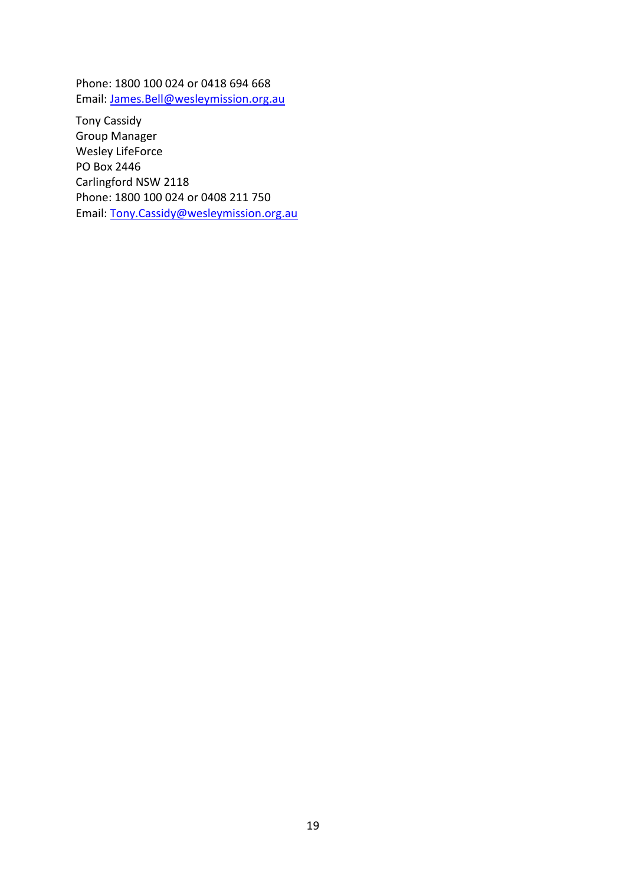Phone: 1800 100 024 or 0418 694 668
Email: [James.Bell@wesleymission.org.au](mailto:James.Bell@wesleymission.org.au)

Tony Cassidy
Group Manager
Wesley LifeForce
PO Box 2446
Carlingford NSW 2118
Phone: 1800 100 024 or 0408 211 750
Email: [Tony.Cassidy@wesleymission.org.au](mailto:Tony.Cassidy@wesleymission.org.au)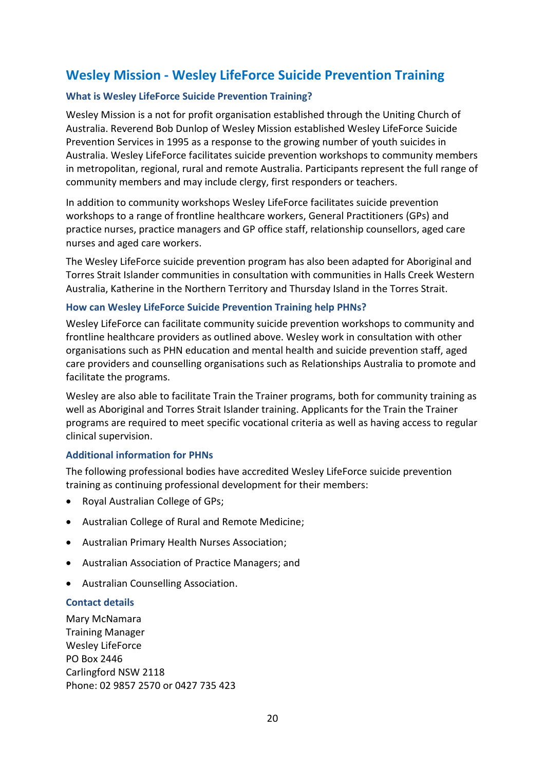## Wesley Mission - Wesley LifeForce Suicide Prevention Training

### What is Wesley LifeForce Suicide Prevention Training?

Wesley Mission is a not for profit organisation established through the Uniting Church of Australia. Reverend Bob Dunlop of Wesley Mission established Wesley LifeForce Suicide Prevention Services in 1995 as a response to the growing number of youth suicides in Australia. Wesley LifeForce facilitates suicide prevention workshops to community members in metropolitan, regional, rural and remote Australia. Participants represent the full range of community members and may include clergy, first responders or teachers.

In addition to community workshops Wesley LifeForce facilitates suicide prevention workshops to a range of frontline healthcare workers, General Practitioners (GPs) and practice nurses, practice managers and GP office staff, relationship counsellors, aged care nurses and aged care workers.

The Wesley LifeForce suicide prevention program has also been adapted for Aboriginal and Torres Strait Islander communities in consultation with communities in Halls Creek Western Australia, Katherine in the Northern Territory and Thursday Island in the Torres Strait.

### How can Wesley LifeForce Suicide Prevention Training help PHNs?

Wesley LifeForce can facilitate community suicide prevention workshops to community and frontline healthcare providers as outlined above. Wesley work in consultation with other organisations such as PHN education and mental health and suicide prevention staff, aged care providers and counselling organisations such as Relationships Australia to promote and facilitate the programs.

Wesley are also able to facilitate Train the Trainer programs, both for community training as well as Aboriginal and Torres Strait Islander training. Applicants for the Train the Trainer programs are required to meet specific vocational criteria as well as having access to regular clinical supervision.

### Additional information for PHNs

The following professional bodies have accredited Wesley LifeForce suicide prevention training as continuing professional development for their members:

- Royal Australian College of GPs;
- Australian College of Rural and Remote Medicine;
- Australian Primary Health Nurses Association;
- Australian Association of Practice Managers; and
- Australian Counselling Association.

### Contact details

Mary McNamara
Training Manager
Wesley LifeForce
PO Box 2446
Carlingford NSW 2118
Phone: 02 9857 2570 or 0427 735 423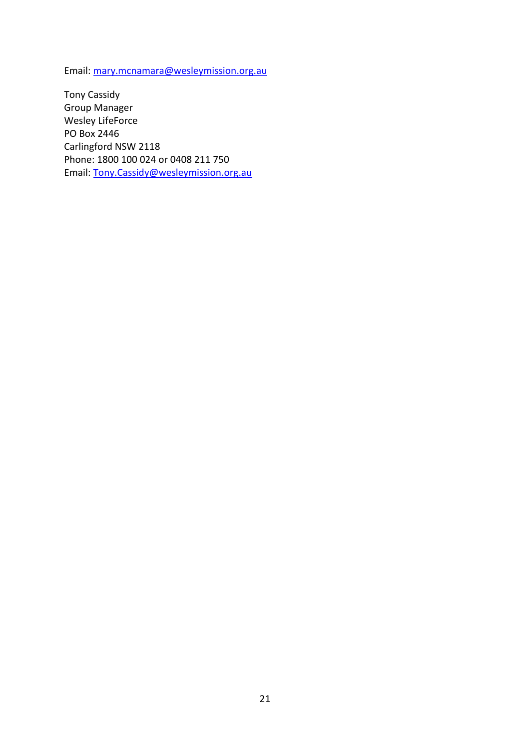Email: mary.mcnamara@wesleymission.org.au

Tony Cassidy  
Group Manager  
Wesley LifeForce  
PO Box 2446  
Carlingford NSW 2118  
Phone: 1800 100 024 or 0408 211 750  
Email: Tony.Cassidy@wesleymission.org.au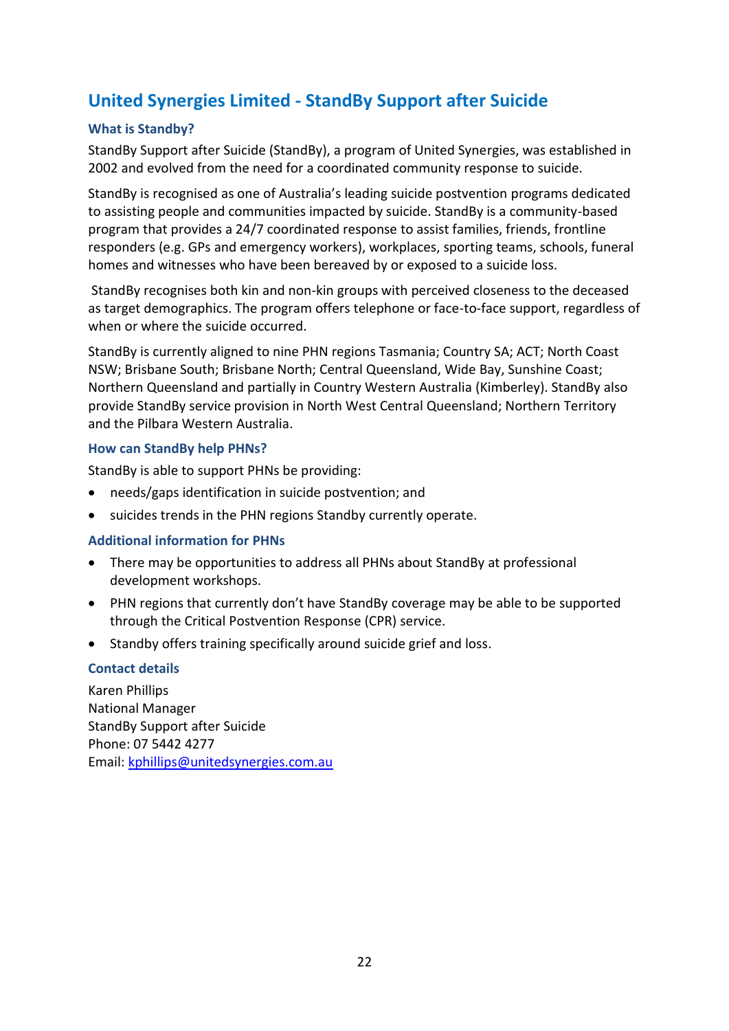## United Synergies Limited - StandBy Support after Suicide

### What is Standby?

StandBy Support after Suicide (StandBy), a program of United Synergies, was established in 2002 and evolved from the need for a coordinated community response to suicide.

StandBy is recognised as one of Australia's leading suicide postvention programs dedicated to assisting people and communities impacted by suicide. StandBy is a community-based program that provides a 24/7 coordinated response to assist families, friends, frontline responders (e.g. GPs and emergency workers), workplaces, sporting teams, schools, funeral homes and witnesses who have been bereaved by or exposed to a suicide loss.

StandBy recognises both kin and non-kin groups with perceived closeness to the deceased as target demographics. The program offers telephone or face-to-face support, regardless of when or where the suicide occurred.

StandBy is currently aligned to nine PHN regions Tasmania; Country SA; ACT; North Coast NSW; Brisbane South; Brisbane North; Central Queensland, Wide Bay, Sunshine Coast; Northern Queensland and partially in Country Western Australia (Kimberley). StandBy also provide StandBy service provision in North West Central Queensland; Northern Territory and the Pilbara Western Australia.

### How can StandBy help PHNs?

StandBy is able to support PHNs be providing:

- needs/gaps identification in suicide postvention; and
- suicides trends in the PHN regions Standby currently operate.

### Additional information for PHNs

- There may be opportunities to address all PHNs about StandBy at professional development workshops.
- PHN regions that currently don't have StandBy coverage may be able to be supported through the Critical Postvention Response (CPR) service.
- Standby offers training specifically around suicide grief and loss.

### Contact details

Karen Phillips
National Manager
StandBy Support after Suicide
Phone: 07 5442 4277
Email: kphillips@unitedsynergies.com.au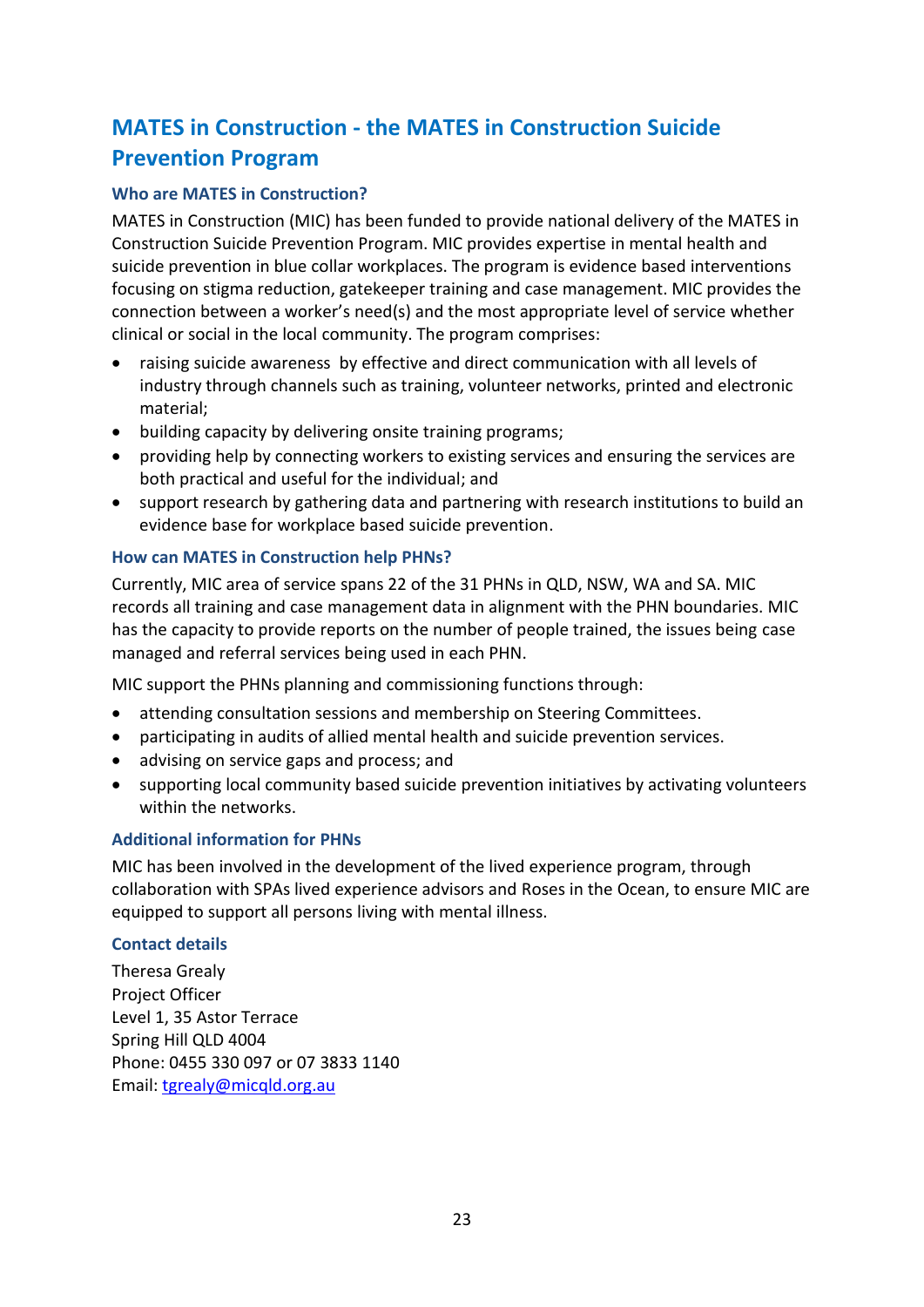## MATES in Construction - the MATES in Construction Suicide Prevention Program

### Who are MATES in Construction?

MATES in Construction (MIC) has been funded to provide national delivery of the MATES in Construction Suicide Prevention Program. MIC provides expertise in mental health and suicide prevention in blue collar workplaces. The program is evidence based interventions focusing on stigma reduction, gatekeeper training and case management. MIC provides the connection between a worker's need(s) and the most appropriate level of service whether clinical or social in the local community. The program comprises:

- raising suicide awareness by effective and direct communication with all levels of industry through channels such as training, volunteer networks, printed and electronic material;
- building capacity by delivering onsite training programs;
- providing help by connecting workers to existing services and ensuring the services are both practical and useful for the individual; and
- support research by gathering data and partnering with research institutions to build an evidence base for workplace based suicide prevention.

### How can MATES in Construction help PHNs?

Currently, MIC area of service spans 22 of the 31 PHNs in QLD, NSW, WA and SA. MIC records all training and case management data in alignment with the PHN boundaries. MIC has the capacity to provide reports on the number of people trained, the issues being case managed and referral services being used in each PHN.

MIC support the PHNs planning and commissioning functions through:

- attending consultation sessions and membership on Steering Committees.
- participating in audits of allied mental health and suicide prevention services.
- advising on service gaps and process; and
- supporting local community based suicide prevention initiatives by activating volunteers within the networks.

### Additional information for PHNs

MIC has been involved in the development of the lived experience program, through collaboration with SPAs lived experience advisors and Roses in the Ocean, to ensure MIC are equipped to support all persons living with mental illness.

### Contact details

Theresa Grealy
Project Officer
Level 1, 35 Astor Terrace
Spring Hill QLD 4004
Phone: 0455 330 097 or 07 3833 1140
Email: tgrealy@micqld.org.au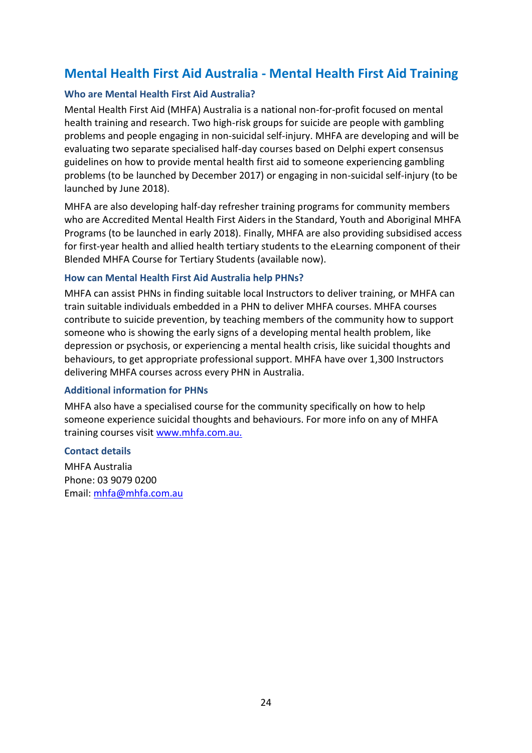## Mental Health First Aid Australia - Mental Health First Aid Training

### Who are Mental Health First Aid Australia?

Mental Health First Aid (MHFA) Australia is a national non-for-profit focused on mental health training and research. Two high-risk groups for suicide are people with gambling problems and people engaging in non-suicidal self-injury. MHFA are developing and will be evaluating two separate specialised half-day courses based on Delphi expert consensus guidelines on how to provide mental health first aid to someone experiencing gambling problems (to be launched by December 2017) or engaging in non-suicidal self-injury (to be launched by June 2018).

MHFA are also developing half-day refresher training programs for community members who are Accredited Mental Health First Aiders in the Standard, Youth and Aboriginal MHFA Programs (to be launched in early 2018). Finally, MHFA are also providing subsidised access for first-year health and allied health tertiary students to the eLearning component of their Blended MHFA Course for Tertiary Students (available now).

### How can Mental Health First Aid Australia help PHNs?

MHFA can assist PHNs in finding suitable local Instructors to deliver training, or MHFA can train suitable individuals embedded in a PHN to deliver MHFA courses. MHFA courses contribute to suicide prevention, by teaching members of the community how to support someone who is showing the early signs of a developing mental health problem, like depression or psychosis, or experiencing a mental health crisis, like suicidal thoughts and behaviours, to get appropriate professional support. MHFA have over 1,300 Instructors delivering MHFA courses across every PHN in Australia.

### Additional information for PHNs

MHFA also have a specialised course for the community specifically on how to help someone experience suicidal thoughts and behaviours. For more info on any of MHFA training courses visit [www.mhfa.com.au.](http://www.mhfa.com.au)

### Contact details

MHFA Australia
Phone: 03 9079 0200
Email: [mhfa@mhfa.com.au](mailto:mhfa@mhfa.com.au)